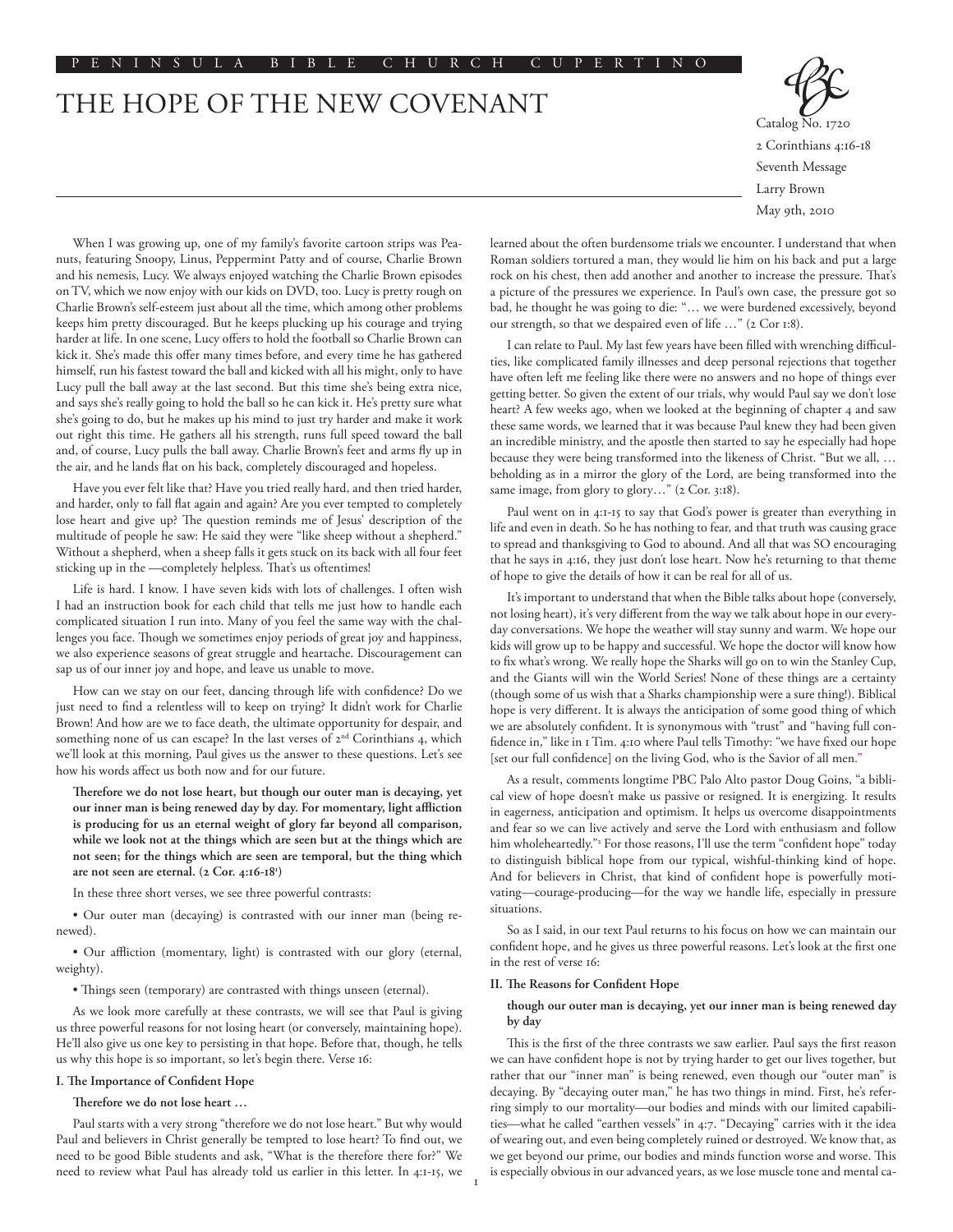PENINSULA BIBLE CHURCH CUPERTINO

# THE HOPE OF THE NEW COVENANT

Catalog No. 1720
2 Corinthians 4:16-18
Seventh Message
Larry Brown
May 9th, 2010

When I was growing up, one of my family's favorite cartoon strips was Peanuts, featuring Snoopy, Linus, Peppermint Patty and of course, Charlie Brown and his nemesis, Lucy. We always enjoyed watching the Charlie Brown episodes on TV, which we now enjoy with our kids on DVD, too. Lucy is pretty rough on Charlie Brown's self-esteem just about all the time, which among other problems keeps him pretty discouraged. But he keeps plucking up his courage and trying harder at life. In one scene, Lucy offers to hold the football so Charlie Brown can kick it. She's made this offer many times before, and every time he has gathered himself, run his fastest toward the ball and kicked with all his might, only to have Lucy pull the ball away at the last second. But this time she's being extra nice, and says she's really going to hold the ball so he can kick it. He's pretty sure what she's going to do, but he makes up his mind to just try harder and make it work out right this time. He gathers all his strength, runs full speed toward the ball and, of course, Lucy pulls the ball away. Charlie Brown's feet and arms fly up in the air, and he lands flat on his back, completely discouraged and hopeless.

Have you ever felt like that? Have you tried really hard, and then tried harder, and harder, only to fall flat again and again? Are you ever tempted to completely lose heart and give up? The question reminds me of Jesus' description of the multitude of people he saw: He said they were "like sheep without a shepherd." Without a shepherd, when a sheep falls it gets stuck on its back with all four feet sticking up in the —completely helpless. That's us oftentimes!

Life is hard. I know. I have seven kids with lots of challenges. I often wish I had an instruction book for each child that tells me just how to handle each complicated situation I run into. Many of you feel the same way with the challenges you face. Though we sometimes enjoy periods of great joy and happiness, we also experience seasons of great struggle and heartache. Discouragement can sap us of our inner joy and hope, and leave us unable to move.

How can we stay on our feet, dancing through life with confidence? Do we just need to find a relentless will to keep on trying? It didn't work for Charlie Brown! And how are we to face death, the ultimate opportunity for despair, and something none of us can escape? In the last verses of 2nd Corinthians 4, which we'll look at this morning, Paul gives us the answer to these questions. Let's see how his words affect us both now and for our future.

> **Therefore we do not lose heart, but though our outer man is decaying, yet our inner man is being renewed day by day. For momentary, light affliction is producing for us an eternal weight of glory far beyond all comparison, while we look not at the things which are seen but at the things which are not seen; for the things which are seen are temporal, but the thing which are not seen are eternal. (2 Cor. 4:16-18[1])**

In these three short verses, we see three powerful contrasts:

- Our outer man (decaying) is contrasted with our inner man (being renewed).
- Our affliction (momentary, light) is contrasted with our glory (eternal, weighty).
- Things seen (temporary) are contrasted with things unseen (eternal).

As we look more carefully at these contrasts, we will see that Paul is giving us three powerful reasons for not losing heart (or conversely, maintaining hope). He'll also give us one key to persisting in that hope. Before that, though, he tells us why this hope is so important, so let's begin there. Verse 16:

### I. The Importance of Confident Hope

> **Therefore we do not lose heart …**

Paul starts with a very strong "therefore we do not lose heart." But why would Paul and believers in Christ generally be tempted to lose heart? To find out, we need to be good Bible students and ask, "What is the therefore there for?" We need to review what Paul has already told us earlier in this letter. In 4:1-15, we learned about the often burdensome trials we encounter. I understand that when Roman soldiers tortured a man, they would lie him on his back and put a large rock on his chest, then add another and another to increase the pressure. That's a picture of the pressures we experience. In Paul's own case, the pressure got so bad, he thought he was going to die: "… we were burdened excessively, beyond our strength, so that we despaired even of life …" (2 Cor 1:8).

I can relate to Paul. My last few years have been filled with wrenching difficulties, like complicated family illnesses and deep personal rejections that together have often left me feeling like there were no answers and no hope of things ever getting better. So given the extent of our trials, why would Paul say we don't lose heart? A few weeks ago, when we looked at the beginning of chapter 4 and saw these same words, we learned that it was because Paul knew they had been given an incredible ministry, and the apostle then started to say he especially had hope because they were being transformed into the likeness of Christ. "But we all, … beholding as in a mirror the glory of the Lord, are being transformed into the same image, from glory to glory…" (2 Cor. 3:18).

Paul went on in 4:1-15 to say that God's power is greater than everything in life and even in death. So he has nothing to fear, and that truth was causing grace to spread and thanksgiving to God to abound. And all that was SO encouraging that he says in 4:16, they just don't lose heart. Now he's returning to that theme of hope to give the details of how it can be real for all of us.

It's important to understand that when the Bible talks about hope (conversely, not losing heart), it's very different from the way we talk about hope in our everyday conversations. We hope the weather will stay sunny and warm. We hope our kids will grow up to be happy and successful. We hope the doctor will know how to fix what's wrong. We really hope the Sharks will go on to win the Stanley Cup, and the Giants will win the World Series! None of these things are a certainty (though some of us wish that a Sharks championship were a sure thing!). Biblical hope is very different. It is always the anticipation of some good thing of which we are absolutely confident. It is synonymous with "trust" and "having full confidence in," like in 1 Tim. 4:10 where Paul tells Timothy: "we have fixed our hope [set our full confidence] on the living God, who is the Savior of all men."

As a result, comments longtime PBC Palo Alto pastor Doug Goins, "a biblical view of hope doesn't make us passive or resigned. It is energizing. It results in eagerness, anticipation and optimism. It helps us overcome disappointments and fear so we can live actively and serve the Lord with enthusiasm and follow him wholeheartedly."[2] For those reasons, I'll use the term "confident hope" today to distinguish biblical hope from our typical, wishful-thinking kind of hope. And for believers in Christ, that kind of confident hope is powerfully motivating—courage-producing—for the way we handle life, especially in pressure situations.

So as I said, in our text Paul returns to his focus on how we can maintain our confident hope, and he gives us three powerful reasons. Let's look at the first one in the rest of verse 16:

### II. The Reasons for Confident Hope

> **though our outer man is decaying, yet our inner man is being renewed day by day**

This is the first of the three contrasts we saw earlier. Paul says the first reason we can have confident hope is not by trying harder to get our lives together, but rather that our "inner man" is being renewed, even though our "outer man" is decaying. By "decaying outer man," he has two things in mind. First, he's referring simply to our mortality—our bodies and minds with our limited capabilities—what he called "earthen vessels" in 4:7. "Decaying" carries with it the idea of wearing out, and even being completely ruined or destroyed. We know that, as we get beyond our prime, our bodies and minds function worse and worse. This is especially obvious in our advanced years, as we lose muscle tone and mental ca-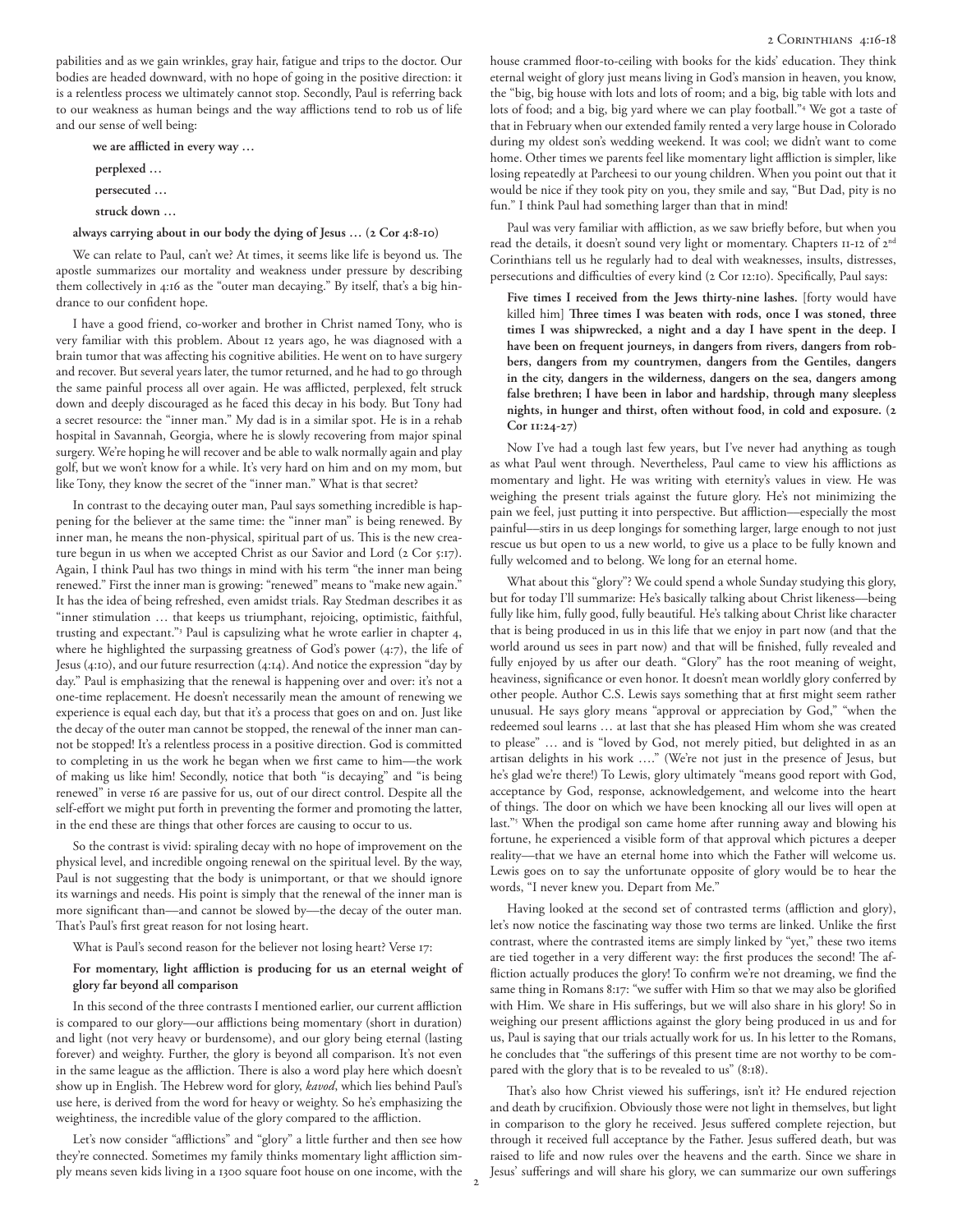pabilities and as we gain wrinkles, gray hair, fatigue and trips to the doctor. Our bodies are headed downward, with no hope of going in the positive direction: it is a relentless process we ultimately cannot stop. Secondly, Paul is referring back to our weakness as human beings and the way afflictions tend to rob us of life and our sense of well being:

**we are afflicted in every way …**

**perplexed …**

**persecuted …**

**struck down …**

**always carrying about in our body the dying of Jesus … (2 Cor 4:8-10)**

We can relate to Paul, can't we? At times, it seems like life is beyond us. The apostle summarizes our mortality and weakness under pressure by describing them collectively in 4:16 as the "outer man decaying." By itself, that's a big hindrance to our confident hope.

I have a good friend, co-worker and brother in Christ named Tony, who is very familiar with this problem. About 12 years ago, he was diagnosed with a brain tumor that was affecting his cognitive abilities. He went on to have surgery and recover. But several years later, the tumor returned, and he had to go through the same painful process all over again. He was afflicted, perplexed, felt struck down and deeply discouraged as he faced this decay in his body. But Tony had a secret resource: the "inner man." My dad is in a similar spot. He is in a rehab hospital in Savannah, Georgia, where he is slowly recovering from major spinal surgery. We're hoping he will recover and be able to walk normally again and play golf, but we won't know for a while. It's very hard on him and on my mom, but like Tony, they know the secret of the "inner man." What is that secret?

In contrast to the decaying outer man, Paul says something incredible is happening for the believer at the same time: the "inner man" is being renewed. By inner man, he means the non-physical, spiritual part of us. This is the new creature begun in us when we accepted Christ as our Savior and Lord (2 Cor 5:17). Again, I think Paul has two things in mind with his term "the inner man being renewed." First the inner man is growing: "renewed" means to "make new again." It has the idea of being refreshed, even amidst trials. Ray Stedman describes it as "inner stimulation … that keeps us triumphant, rejoicing, optimistic, faithful, trusting and expectant."[3] Paul is capsulizing what he wrote earlier in chapter 4, where he highlighted the surpassing greatness of God's power (4:7), the life of Jesus (4:10), and our future resurrection (4:14). And notice the expression "day by day." Paul is emphasizing that the renewal is happening over and over: it's not a one-time replacement. He doesn't necessarily mean the amount of renewing we experience is equal each day, but that it's a process that goes on and on. Just like the decay of the outer man cannot be stopped, the renewal of the inner man cannot be stopped! It's a relentless process in a positive direction. God is committed to completing in us the work he began when we first came to him—the work of making us like him! Secondly, notice that both "is decaying" and "is being renewed" in verse 16 are passive for us, out of our direct control. Despite all the self-effort we might put forth in preventing the former and promoting the latter, in the end these are things that other forces are causing to occur to us.

So the contrast is vivid: spiraling decay with no hope of improvement on the physical level, and incredible ongoing renewal on the spiritual level. By the way, Paul is not suggesting that the body is unimportant, or that we should ignore its warnings and needs. His point is simply that the renewal of the inner man is more significant than—and cannot be slowed by—the decay of the outer man. That's Paul's first great reason for not losing heart.

What is Paul's second reason for the believer not losing heart? Verse 17:

**For momentary, light affliction is producing for us an eternal weight of glory far beyond all comparison**

In this second of the three contrasts I mentioned earlier, our current affliction is compared to our glory—our afflictions being momentary (short in duration) and light (not very heavy or burdensome), and our glory being eternal (lasting forever) and weighty. Further, the glory is beyond all comparison. It's not even in the same league as the affliction. There is also a word play here which doesn't show up in English. The Hebrew word for glory, *kavod*, which lies behind Paul's use here, is derived from the word for heavy or weighty. So he's emphasizing the weightiness, the incredible value of the glory compared to the affliction.

Let's now consider "afflictions" and "glory" a little further and then see how they're connected. Sometimes my family thinks momentary light affliction simply means seven kids living in a 1300 square foot house on one income, with the house crammed floor-to-ceiling with books for the kids' education. They think eternal weight of glory just means living in God's mansion in heaven, you know, the "big, big house with lots and lots of room; and a big, big table with lots and lots of food; and a big, big yard where we can play football."[4] We got a taste of that in February when our extended family rented a very large house in Colorado during my oldest son's wedding weekend. It was cool; we didn't want to come home. Other times we parents feel like momentary light affliction is simpler, like losing repeatedly at Parcheesi to our young children. When you point out that it would be nice if they took pity on you, they smile and say, "But Dad, pity is no fun." I think Paul had something larger than that in mind!

Paul was very familiar with affliction, as we saw briefly before, but when you read the details, it doesn't sound very light or momentary. Chapters 11-12 of 2nd Corinthians tell us he regularly had to deal with weaknesses, insults, distresses, persecutions and difficulties of every kind (2 Cor 12:10). Specifically, Paul says:

**Five times I received from the Jews thirty-nine lashes.** [forty would have killed him] **Three times I was beaten with rods, once I was stoned, three times I was shipwrecked, a night and a day I have spent in the deep. I have been on frequent journeys, in dangers from rivers, dangers from robbers, dangers from my countrymen, dangers from the Gentiles, dangers in the city, dangers in the wilderness, dangers on the sea, dangers among false brethren; I have been in labor and hardship, through many sleepless nights, in hunger and thirst, often without food, in cold and exposure. (2 Cor 11:24-27)**

Now I've had a tough last few years, but I've never had anything as tough as what Paul went through. Nevertheless, Paul came to view his afflictions as momentary and light. He was writing with eternity's values in view. He was weighing the present trials against the future glory. He's not minimizing the pain we feel, just putting it into perspective. But affliction—especially the most painful—stirs in us deep longings for something larger, large enough to not just rescue us but open to us a new world, to give us a place to be fully known and fully welcomed and to belong. We long for an eternal home.

What about this "glory"? We could spend a whole Sunday studying this glory, but for today I'll summarize: He's basically talking about Christ likeness—being fully like him, fully good, fully beautiful. He's talking about Christ like character that is being produced in us in this life that we enjoy in part now (and that the world around us sees in part now) and that will be finished, fully revealed and fully enjoyed by us after our death. "Glory" has the root meaning of weight, heaviness, significance or even honor. It doesn't mean worldly glory conferred by other people. Author C.S. Lewis says something that at first might seem rather unusual. He says glory means "approval or appreciation by God," "when the redeemed soul learns … at last that she has pleased Him whom she was created to please" … and is "loved by God, not merely pitied, but delighted in as an artisan delights in his work …." (We're not just in the presence of Jesus, but he's glad we're there!) To Lewis, glory ultimately "means good report with God, acceptance by God, response, acknowledgement, and welcome into the heart of things. The door on which we have been knocking all our lives will open at last."[5] When the prodigal son came home after running away and blowing his fortune, he experienced a visible form of that approval which pictures a deeper reality—that we have an eternal home into which the Father will welcome us. Lewis goes on to say the unfortunate opposite of glory would be to hear the words, "I never knew you. Depart from Me."

Having looked at the second set of contrasted terms (affliction and glory), let's now notice the fascinating way those two terms are linked. Unlike the first contrast, where the contrasted items are simply linked by "yet," these two items are tied together in a very different way: the first produces the second! The affliction actually produces the glory! To confirm we're not dreaming, we find the same thing in Romans 8:17: "we suffer with Him so that we may also be glorified with Him. We share in His sufferings, but we will also share in His glory! So in weighing our present afflictions against the glory being produced in us and for us, Paul is saying that our trials actually work for us. In his letter to the Romans, he concludes that "the sufferings of this present time are not worthy to be compared with the glory that is to be revealed to us" (8:18).

That's also how Christ viewed his sufferings, isn't it? He endured rejection and death by crucifixion. Obviously those were not light in themselves, but light in comparison to the glory he received. Jesus suffered complete rejection, but through it received full acceptance by the Father. Jesus suffered death, but was raised to life and now rules over the heavens and the earth. Since we share in Jesus' sufferings and will share his glory, we can summarize our own sufferings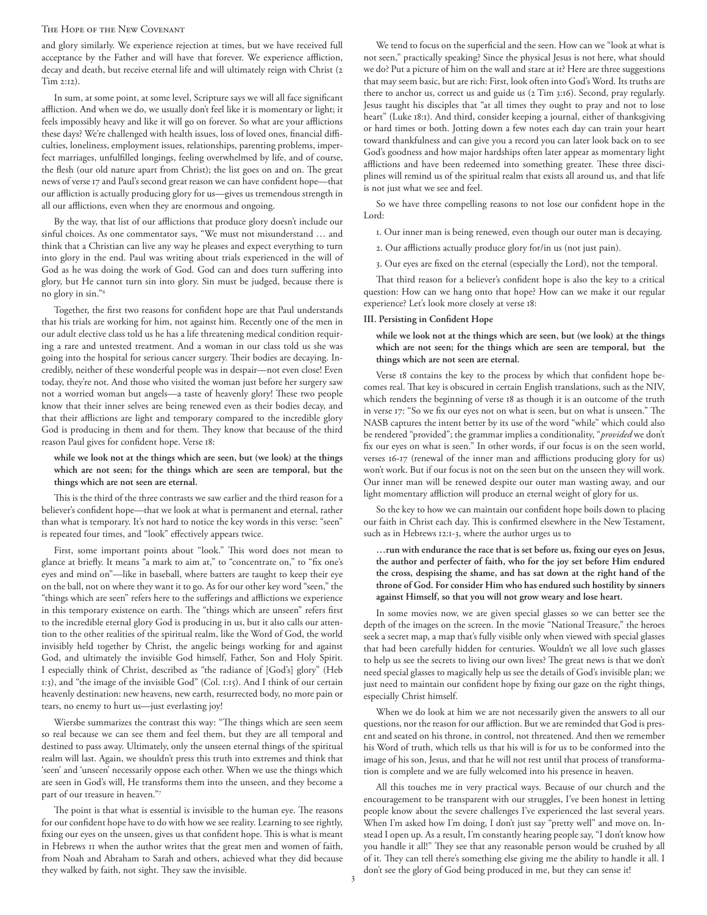and glory similarly. We experience rejection at times, but we have received full acceptance by the Father and will have that forever. We experience affliction, decay and death, but receive eternal life and will ultimately reign with Christ (2 Tim 2:12).

In sum, at some point, at some level, Scripture says we will all face significant affliction. And when we do, we usually don't feel like it is momentary or light; it feels impossibly heavy and like it will go on forever. So what are your afflictions these days? We're challenged with health issues, loss of loved ones, financial difficulties, loneliness, employment issues, relationships, parenting problems, imperfect marriages, unfulfilled longings, feeling overwhelmed by life, and of course, the flesh (our old nature apart from Christ); the list goes on and on. The great news of verse 17 and Paul's second great reason we can have confident hope—that our affliction is actually producing glory for us—gives us tremendous strength in all our afflictions, even when they are enormous and ongoing.

By the way, that list of our afflictions that produce glory doesn't include our sinful choices. As one commentator says, "We must not misunderstand … and think that a Christian can live any way he pleases and expect everything to turn into glory in the end. Paul was writing about trials experienced in the will of God as he was doing the work of God. God can and does turn suffering into glory, but He cannot turn sin into glory. Sin must be judged, because there is no glory in sin."[6]

Together, the first two reasons for confident hope are that Paul understands that his trials are working for him, not against him. Recently one of the men in our adult elective class told us he has a life threatening medical condition requiring a rare and untested treatment. And a woman in our class told us she was going into the hospital for serious cancer surgery. Their bodies are decaying. Incredibly, neither of these wonderful people was in despair—not even close! Even today, they're not. And those who visited the woman just before her surgery saw not a worried woman but angels—a taste of heavenly glory! These two people know that their inner selves are being renewed even as their bodies decay, and that their afflictions are light and temporary compared to the incredible glory God is producing in them and for them. They know that because of the third reason Paul gives for confident hope. Verse 18:

> **while we look not at the things which are seen, but (we look) at the things which are not seen; for the things which are seen are temporal, but the things which are not seen are eternal.**

This is the third of the three contrasts we saw earlier and the third reason for a believer's confident hope—that we look at what is permanent and eternal, rather than what is temporary. It's not hard to notice the key words in this verse: "seen" is repeated four times, and "look" effectively appears twice.

First, some important points about "look." This word does not mean to glance at briefly. It means "a mark to aim at," to "concentrate on," to "fix one's eyes and mind on"—like in baseball, where batters are taught to keep their eye on the ball, not on where they want it to go. As for our other key word "seen," the "things which are seen" refers here to the sufferings and afflictions we experience in this temporary existence on earth. The "things which are unseen" refers first to the incredible eternal glory God is producing in us, but it also calls our attention to the other realities of the spiritual realm, like the Word of God, the world invisibly held together by Christ, the angelic beings working for and against God, and ultimately the invisible God himself, Father, Son and Holy Spirit. I especially think of Christ, described as "the radiance of [God's] glory" (Heb 1:3), and "the image of the invisible God" (Col. 1:15). And I think of our certain heavenly destination: new heavens, new earth, resurrected body, no more pain or tears, no enemy to hurt us—just everlasting joy!

Wiersbe summarizes the contrast this way: "The things which are seen seem so real because we can see them and feel them, but they are all temporal and destined to pass away. Ultimately, only the unseen eternal things of the spiritual realm will last. Again, we shouldn't press this truth into extremes and think that 'seen' and 'unseen' necessarily oppose each other. When we use the things which are seen in God's will, He transforms them into the unseen, and they become a part of our treasure in heaven."[7]

The point is that what is essential is invisible to the human eye. The reasons for our confident hope have to do with how we see reality. Learning to see rightly, fixing our eyes on the unseen, gives us that confident hope. This is what is meant in Hebrews 11 when the author writes that the great men and women of faith, from Noah and Abraham to Sarah and others, achieved what they did because they walked by faith, not sight. They saw the invisible.

We tend to focus on the superficial and the seen. How can we "look at what is not seen," practically speaking? Since the physical Jesus is not here, what should we do? Put a picture of him on the wall and stare at it? Here are three suggestions that may seem basic, but are rich: First, look often into God's Word. Its truths are there to anchor us, correct us and guide us (2 Tim 3:16). Second, pray regularly. Jesus taught his disciples that "at all times they ought to pray and not to lose heart" (Luke 18:1). And third, consider keeping a journal, either of thanksgiving or hard times or both. Jotting down a few notes each day can train your heart toward thankfulness and can give you a record you can later look back on to see God's goodness and how major hardships often later appear as momentary light afflictions and have been redeemed into something greater. These three disciplines will remind us of the spiritual realm that exists all around us, and that life is not just what we see and feel.

So we have three compelling reasons to not lose our confident hope in the Lord:

1. Our inner man is being renewed, even though our outer man is decaying.
2. Our afflictions actually produce glory for/in us (not just pain).
3. Our eyes are fixed on the eternal (especially the Lord), not the temporal.

That third reason for a believer's confident hope is also the key to a critical question: How can we hang onto that hope? How can we make it our regular experience? Let's look more closely at verse 18:

### III. Persisting in Confident Hope

> **while we look not at the things which are seen, but (we look) at the things which are not seen; for the things which are seen are temporal, but the things which are not seen are eternal.**

Verse 18 contains the key to the process by which that confident hope becomes real. That key is obscured in certain English translations, such as the NIV, which renders the beginning of verse 18 as though it is an outcome of the truth in verse 17: "So we fix our eyes not on what is seen, but on what is unseen." The NASB captures the intent better by its use of the word "while" which could also be rendered "provided"; the grammar implies a conditionality, "*provided* we don't fix our eyes on what is seen." In other words, if our focus is on the seen world, verses 16-17 (renewal of the inner man and afflictions producing glory for us) won't work. But if our focus is not on the seen but on the unseen they will work. Our inner man will be renewed despite our outer man wasting away, and our light momentary affliction will produce an eternal weight of glory for us.

So the key to how we can maintain our confident hope boils down to placing our faith in Christ each day. This is confirmed elsewhere in the New Testament, such as in Hebrews 12:1-3, where the author urges us to

> **…run with endurance the race that is set before us, fixing our eyes on Jesus, the author and perfecter of faith, who for the joy set before Him endured the cross, despising the shame, and has sat down at the right hand of the throne of God. For consider Him who has endured such hostility by sinners against Himself, so that you will not grow weary and lose heart.**

In some movies now, we are given special glasses so we can better see the depth of the images on the screen. In the movie "National Treasure," the heroes seek a secret map, a map that's fully visible only when viewed with special glasses that had been carefully hidden for centuries. Wouldn't we all love such glasses to help us see the secrets to living our own lives? The great news is that we don't need special glasses to magically help us see the details of God's invisible plan; we just need to maintain our confident hope by fixing our gaze on the right things, especially Christ himself.

When we do look at him we are not necessarily given the answers to all our questions, nor the reason for our affliction. But we are reminded that God is present and seated on his throne, in control, not threatened. And then we remember his Word of truth, which tells us that his will is for us to be conformed into the image of his son, Jesus, and that he will not rest until that process of transformation is complete and we are fully welcomed into his presence in heaven.

All this touches me in very practical ways. Because of our church and the encouragement to be transparent with our struggles, I've been honest in letting people know about the severe challenges I've experienced the last several years. When I'm asked how I'm doing, I don't just say "pretty well" and move on. Instead I open up. As a result, I'm constantly hearing people say, "I don't know how you handle it all!" They see that any reasonable person would be crushed by all of it. They can tell there's something else giving me the ability to handle it all. I don't see the glory of God being produced in me, but they can sense it!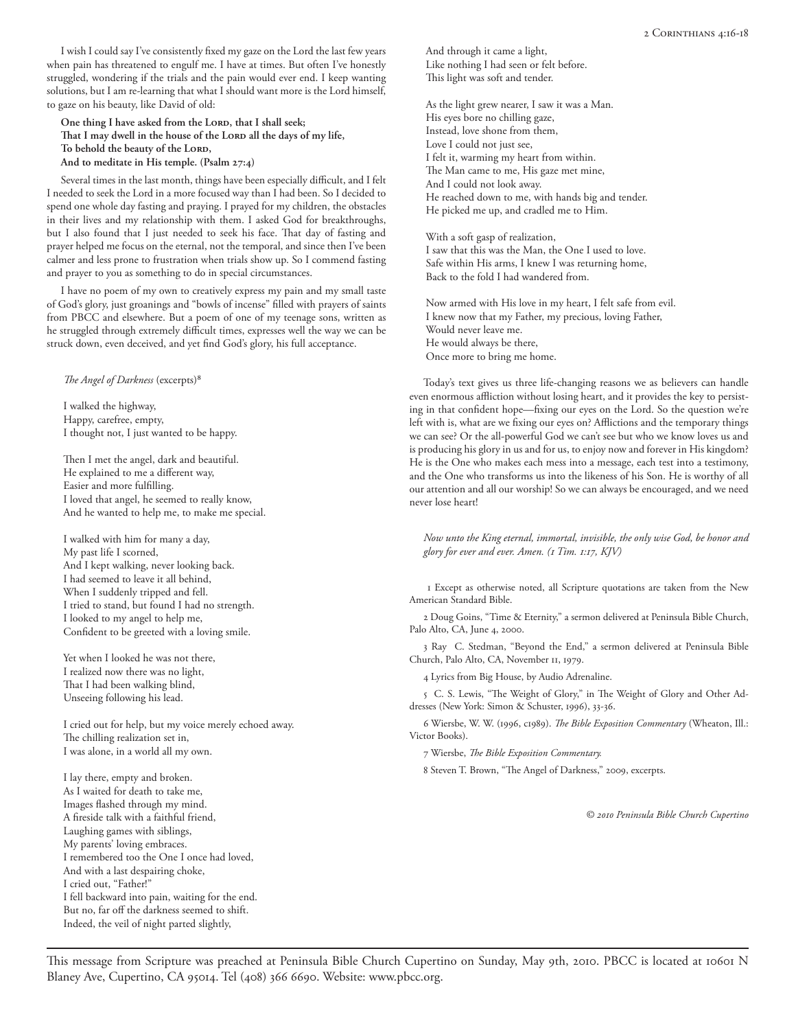I wish I could say I've consistently fixed my gaze on the Lord the last few years when pain has threatened to engulf me. I have at times. But often I've honestly struggled, wondering if the trials and the pain would ever end. I keep wanting solutions, but I am re-learning that what I should want more is the Lord himself, to gaze on his beauty, like David of old:

> **One thing I have asked from the Lord, that I shall seek;**
> **That I may dwell in the house of the Lord all the days of my life,**
> **To behold the beauty of the Lord,**
> **And to meditate in His temple. (Psalm 27:4)**

Several times in the last month, things have been especially difficult, and I felt I needed to seek the Lord in a more focused way than I had been. So I decided to spend one whole day fasting and praying. I prayed for my children, the obstacles in their lives and my relationship with them. I asked God for breakthroughs, but I also found that I just needed to seek his face. That day of fasting and prayer helped me focus on the eternal, not the temporal, and since then I've been calmer and less prone to frustration when trials show up. So I commend fasting and prayer to you as something to do in special circumstances.

I have no poem of my own to creatively express my pain and my small taste of God's glory, just groanings and "bowls of incense" filled with prayers of saints from PBCC and elsewhere. But a poem of one of my teenage sons, written as he struggled through extremely difficult times, expresses well the way we can be struck down, even deceived, and yet find God's glory, his full acceptance.

*The Angel of Darkness* (excerpts)[8]

I walked the highway,
Happy, carefree, empty,
I thought not, I just wanted to be happy.

Then I met the angel, dark and beautiful.
He explained to me a different way,
Easier and more fulfilling.
I loved that angel, he seemed to really know,
And he wanted to help me, to make me special.

I walked with him for many a day,
My past life I scorned,
And I kept walking, never looking back.
I had seemed to leave it all behind,
When I suddenly tripped and fell.
I tried to stand, but found I had no strength.
I looked to my angel to help me,
Confident to be greeted with a loving smile.

Yet when I looked he was not there,
I realized now there was no light,
That I had been walking blind,
Unseeing following his lead.

I cried out for help, but my voice merely echoed away.
The chilling realization set in,
I was alone, in a world all my own.

I lay there, empty and broken.
As I waited for death to take me,
Images flashed through my mind.
A fireside talk with a faithful friend,
Laughing games with siblings,
My parents' loving embraces.
I remembered too the One I once had loved,
And with a last despairing choke,
I cried out, "Father!"
I fell backward into pain, waiting for the end.
But no, far off the darkness seemed to shift.
Indeed, the veil of night parted slightly,
And through it came a light,
Like nothing I had seen or felt before.
This light was soft and tender.

As the light grew nearer, I saw it was a Man.
His eyes bore no chilling gaze,
Instead, love shone from them,
Love I could not just see,
I felt it, warming my heart from within.
The Man came to me, His gaze met mine,
And I could not look away.
He reached down to me, with hands big and tender.
He picked me up, and cradled me to Him.

With a soft gasp of realization,
I saw that this was the Man, the One I used to love.
Safe within His arms, I knew I was returning home,
Back to the fold I had wandered from.

Now armed with His love in my heart, I felt safe from evil.
I knew now that my Father, my precious, loving Father,
Would never leave me.
He would always be there,
Once more to bring me home.

Today's text gives us three life-changing reasons we as believers can handle even enormous affliction without losing heart, and it provides the key to persisting in that confident hope—fixing our eyes on the Lord. So the question we're left with is, what are we fixing our eyes on? Afflictions and the temporary things we can see? Or the all-powerful God we can't see but who we know loves us and is producing his glory in us and for us, to enjoy now and forever in His kingdom? He is the One who makes each mess into a message, each test into a testimony, and the One who transforms us into the likeness of his Son. He is worthy of all our attention and all our worship! So we can always be encouraged, and we need never lose heart!

*Now unto the King eternal, immortal, invisible, the only wise God, be honor and glory for ever and ever. Amen. (1 Tim. 1:17, KJV)*

1 Except as otherwise noted, all Scripture quotations are taken from the New American Standard Bible.

2 Doug Goins, "Time & Eternity," a sermon delivered at Peninsula Bible Church, Palo Alto, CA, June 4, 2000.

3 Ray C. Stedman, "Beyond the End," a sermon delivered at Peninsula Bible Church, Palo Alto, CA, November 11, 1979.

4 Lyrics from Big House, by Audio Adrenaline.

5 C. S. Lewis, "The Weight of Glory," in The Weight of Glory and Other Addresses (New York: Simon & Schuster, 1996), 33-36.

6 Wiersbe, W. W. (1996, c1989). *The Bible Exposition Commentary* (Wheaton, Ill.: Victor Books).

7 Wiersbe, *The Bible Exposition Commentary.*

8 Steven T. Brown, "The Angel of Darkness," 2009, excerpts.

*© 2010 Peninsula Bible Church Cupertino*

This message from Scripture was preached at Peninsula Bible Church Cupertino on Sunday, May 9th, 2010. PBCC is located at 10601 N Blaney Ave, Cupertino, CA 95014. Tel (408) 366 6690. Website: www.pbcc.org.